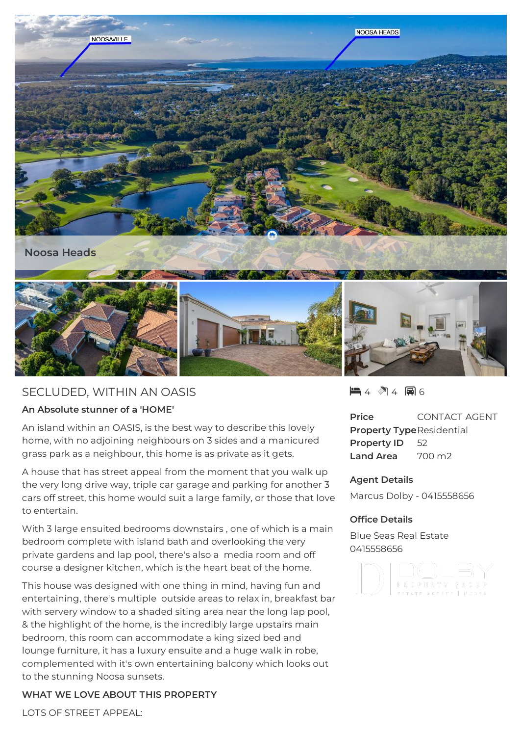Noosa Heads

# SECLUDED, WITHIN AN OASIS

**An Absolute stunner of a 'HOME'**

An island within an OASIS, is the best way to describe this lovely home, with no adjoining neighbours on 3 sides and a manicured grass park as a neighbour, this home is as private as it gets.

A house that has street appeal from the moment that you walk up the very long drive way, triple car garage and parking for another 3 cars off street, this home would suit a large family, or those that love to entertain.

With 3 large ensuited bedrooms downstairs , one of which is a main bedroom complete with island bath and overlooking the very private gardens and lap pool, there's also a media room and off course a designer kitchen, which is the heart beat of the home.

This house was designed with one thing in mind, having fun and entertaining, there's multiple outside areas to relax in, breakfast bar with servery window to a shaded siting area near the long lap pool, & the highlight of the home, is the incredibly large upstairs main bedroom, this room can accommodate a king sized bed and lounge furniture, it has a luxury ensuite and a huge walk in robe, complemented with it's own entertaining balcony which looks out to the stunning Noosa sunsets.

**WHAT WE LOVE ABOUT THIS PROPERTY**

LOTS OF STREET APPEAL:

4 4 6

| | |
|---|---|
| **Price** | CONTACT AGENT |
| **Property Type** | Residential |
| **Property ID** | 52 |
| **Land Area** | 700 m2 |

**Agent Details**

Marcus Dolby - 0415558656

**Office Details**

Blue Seas Real Estate
0415558656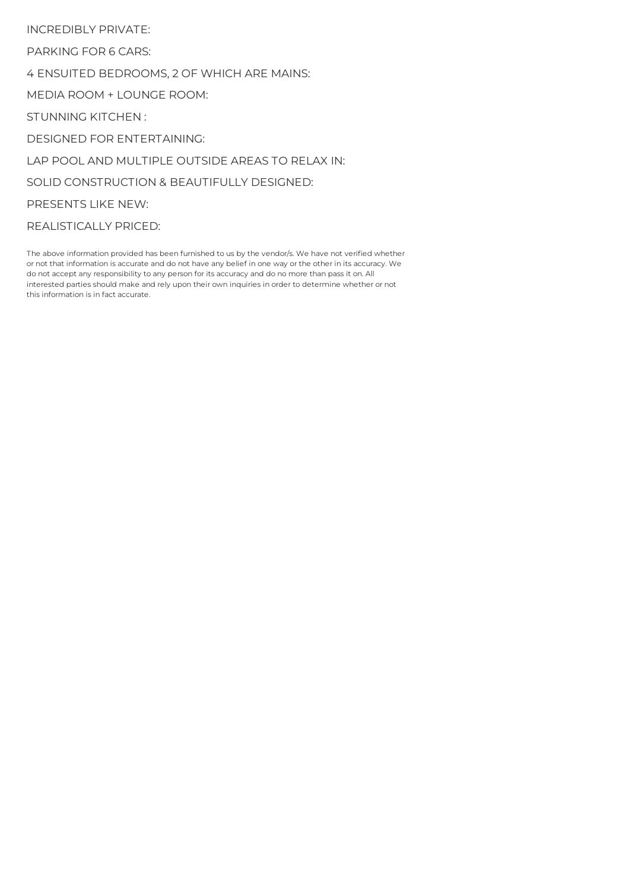INCREDIBLY PRIVATE:

PARKING FOR 6 CARS:

4 ENSUITED BEDROOMS, 2 OF WHICH ARE MAINS:

MEDIA ROOM + LOUNGE ROOM:

STUNNING KITCHEN :

DESIGNED FOR ENTERTAINING:

LAP POOL AND MULTIPLE OUTSIDE AREAS TO RELAX IN:

SOLID CONSTRUCTION & BEAUTIFULLY DESIGNED:

PRESENTS LIKE NEW:

REALISTICALLY PRICED:

The above information provided has been furnished to us by the vendor/s. We have not verified whether or not that information is accurate and do not have any belief in one way or the other in its accuracy. We do not accept any responsibility to any person for its accuracy and do no more than pass it on. All interested parties should make and rely upon their own inquiries in order to determine whether or not this information is in fact accurate.